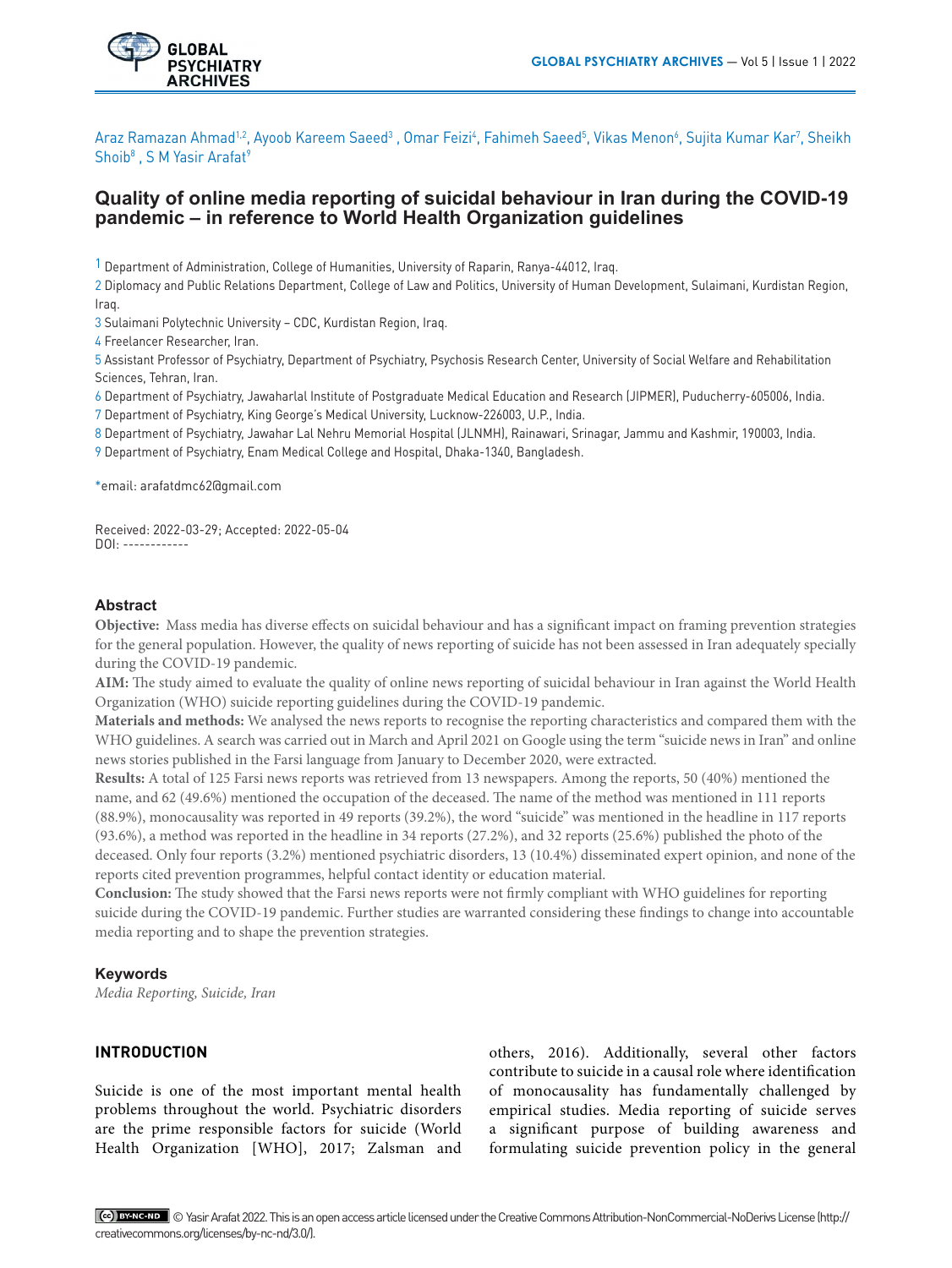Araz Ramazan Ahmad[1,2], Ayoob Kareem Saeed[3] , Omar Feizi[4], Fahimeh Saeed[5], Vikas Menon[6], Sujita Kumar Kar[7], Sheikh Shoib[8] , S M Yasir Arafat[9]

# Quality of online media reporting of suicidal behaviour in Iran during the COVID-19 pandemic – in reference to World Health Organization guidelines

1 Department of Administration, College of Humanities, University of Raparin, Ranya-44012, Iraq.

2 Diplomacy and Public Relations Department, College of Law and Politics, University of Human Development, Sulaimani, Kurdistan Region, Iraq.

3 Sulaimani Polytechnic University – CDC, Kurdistan Region, Iraq.

4 Freelancer Researcher, Iran.

5 Assistant Professor of Psychiatry, Department of Psychiatry, Psychosis Research Center, University of Social Welfare and Rehabilitation Sciences, Tehran, Iran.

6 Department of Psychiatry, Jawaharlal Institute of Postgraduate Medical Education and Research (JIPMER), Puducherry-605006, India.

7 Department of Psychiatry, King George's Medical University, Lucknow-226003, U.P., India.

8 Department of Psychiatry, Jawahar Lal Nehru Memorial Hospital (JLNMH), Rainawari, Srinagar, Jammu and Kashmir, 190003, India.

9 Department of Psychiatry, Enam Medical College and Hospital, Dhaka-1340, Bangladesh.

*email: arafatdmc62@gmail.com

Received: 2022-03-29; Accepted: 2022-05-04
DOI: ------------

## Abstract

**Objective:** Mass media has diverse effects on suicidal behaviour and has a significant impact on framing prevention strategies for the general population. However, the quality of news reporting of suicide has not been assessed in Iran adequately specially during the COVID-19 pandemic.

**AIM:** The study aimed to evaluate the quality of online news reporting of suicidal behaviour in Iran against the World Health Organization (WHO) suicide reporting guidelines during the COVID-19 pandemic.

**Materials and methods:** We analysed the news reports to recognise the reporting characteristics and compared them with the WHO guidelines. A search was carried out in March and April 2021 on Google using the term "suicide news in Iran" and online news stories published in the Farsi language from January to December 2020, were extracted.

**Results:** A total of 125 Farsi news reports was retrieved from 13 newspapers. Among the reports, 50 (40%) mentioned the name, and 62 (49.6%) mentioned the occupation of the deceased. The name of the method was mentioned in 111 reports (88.9%), monocausality was reported in 49 reports (39.2%), the word "suicide" was mentioned in the headline in 117 reports (93.6%), a method was reported in the headline in 34 reports (27.2%), and 32 reports (25.6%) published the photo of the deceased. Only four reports (3.2%) mentioned psychiatric disorders, 13 (10.4%) disseminated expert opinion, and none of the reports cited prevention programmes, helpful contact identity or education material.

**Conclusion:** The study showed that the Farsi news reports were not firmly compliant with WHO guidelines for reporting suicide during the COVID-19 pandemic. Further studies are warranted considering these findings to change into accountable media reporting and to shape the prevention strategies.

### Keywords

*Media Reporting, Suicide, Iran*

## INTRODUCTION

Suicide is one of the most important mental health problems throughout the world. Psychiatric disorders are the prime responsible factors for suicide (World Health Organization [WHO], 2017; Zalsman and others, 2016). Additionally, several other factors contribute to suicide in a causal role where identification of monocausality has fundamentally challenged by empirical studies. Media reporting of suicide serves a significant purpose of building awareness and formulating suicide prevention policy in the general

© Yasir Arafat 2022. This is an open access article licensed under the Creative Commons Attribution-NonCommercial-NoDerivs License (http://creativecommons.org/licenses/by-nc-nd/3.0/).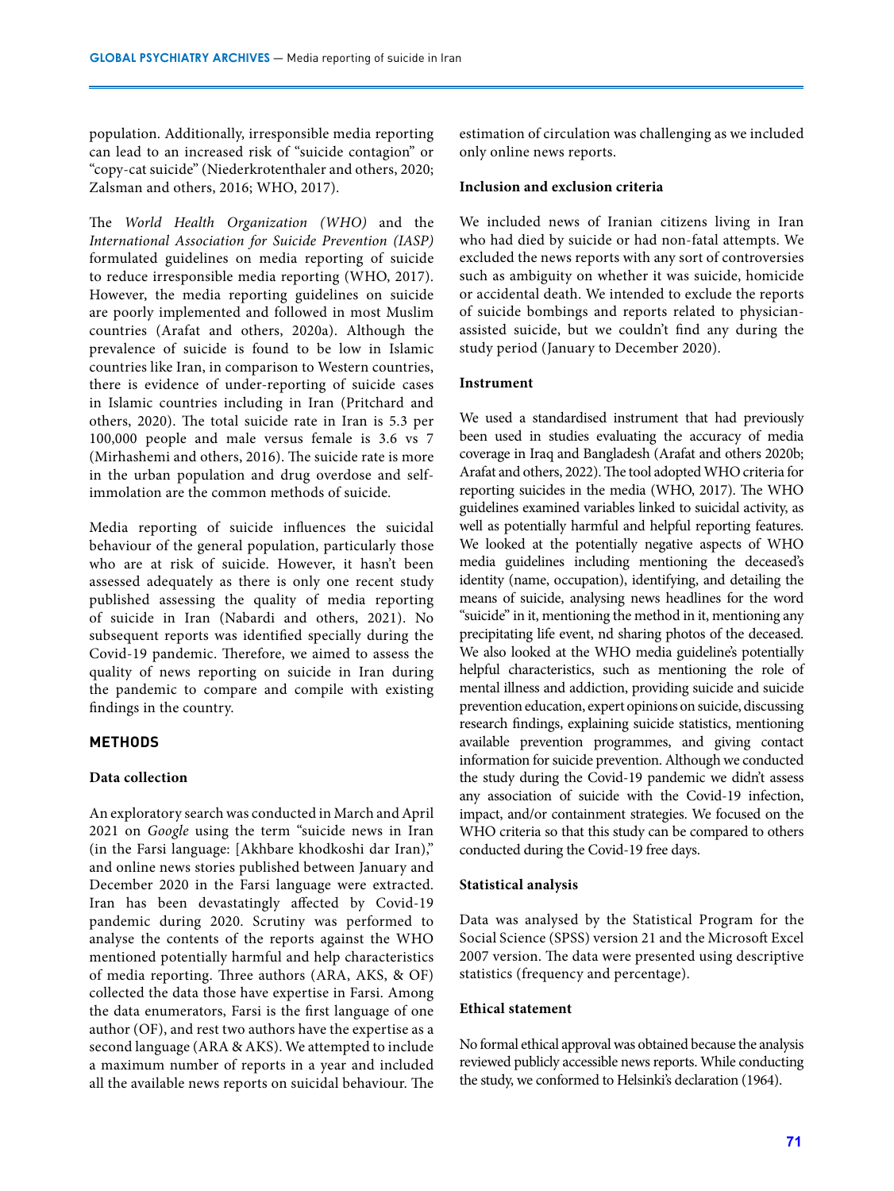population. Additionally, irresponsible media reporting can lead to an increased risk of "suicide contagion" or "copy-cat suicide" (Niederkrotenthaler and others, 2020; Zalsman and others, 2016; WHO, 2017).

The *World Health Organization (WHO)* and the *International Association for Suicide Prevention (IASP)* formulated guidelines on media reporting of suicide to reduce irresponsible media reporting (WHO, 2017). However, the media reporting guidelines on suicide are poorly implemented and followed in most Muslim countries (Arafat and others, 2020a). Although the prevalence of suicide is found to be low in Islamic countries like Iran, in comparison to Western countries, there is evidence of under-reporting of suicide cases in Islamic countries including in Iran (Pritchard and others, 2020). The total suicide rate in Iran is 5.3 per 100,000 people and male versus female is 3.6 vs 7 (Mirhashemi and others, 2016). The suicide rate is more in the urban population and drug overdose and self-immolation are the common methods of suicide.

Media reporting of suicide influences the suicidal behaviour of the general population, particularly those who are at risk of suicide. However, it hasn't been assessed adequately as there is only one recent study published assessing the quality of media reporting of suicide in Iran (Nabardi and others, 2021). No subsequent reports was identified specially during the Covid-19 pandemic. Therefore, we aimed to assess the quality of news reporting on suicide in Iran during the pandemic to compare and compile with existing findings in the country.

## METHODS

### Data collection

An exploratory search was conducted in March and April 2021 on *Google* using the term "suicide news in Iran (in the Farsi language: [Akhbare khodkoshi dar Iran)," and online news stories published between January and December 2020 in the Farsi language were extracted. Iran has been devastatingly affected by Covid-19 pandemic during 2020. Scrutiny was performed to analyse the contents of the reports against the WHO mentioned potentially harmful and help characteristics of media reporting. Three authors (ARA, AKS, & OF) collected the data those have expertise in Farsi. Among the data enumerators, Farsi is the first language of one author (OF), and rest two authors have the expertise as a second language (ARA & AKS). We attempted to include a maximum number of reports in a year and included all the available news reports on suicidal behaviour. The estimation of circulation was challenging as we included only online news reports.

### Inclusion and exclusion criteria

We included news of Iranian citizens living in Iran who had died by suicide or had non-fatal attempts. We excluded the news reports with any sort of controversies such as ambiguity on whether it was suicide, homicide or accidental death. We intended to exclude the reports of suicide bombings and reports related to physician-assisted suicide, but we couldn't find any during the study period (January to December 2020).

### Instrument

We used a standardised instrument that had previously been used in studies evaluating the accuracy of media coverage in Iraq and Bangladesh (Arafat and others 2020b; Arafat and others, 2022). The tool adopted WHO criteria for reporting suicides in the media (WHO, 2017). The WHO guidelines examined variables linked to suicidal activity, as well as potentially harmful and helpful reporting features. We looked at the potentially negative aspects of WHO media guidelines including mentioning the deceased's identity (name, occupation), identifying, and detailing the means of suicide, analysing news headlines for the word "suicide" in it, mentioning the method in it, mentioning any precipitating life event, nd sharing photos of the deceased. We also looked at the WHO media guideline's potentially helpful characteristics, such as mentioning the role of mental illness and addiction, providing suicide and suicide prevention education, expert opinions on suicide, discussing research findings, explaining suicide statistics, mentioning available prevention programmes, and giving contact information for suicide prevention. Although we conducted the study during the Covid-19 pandemic we didn't assess any association of suicide with the Covid-19 infection, impact, and/or containment strategies. We focused on the WHO criteria so that this study can be compared to others conducted during the Covid-19 free days.

### Statistical analysis

Data was analysed by the Statistical Program for the Social Science (SPSS) version 21 and the Microsoft Excel 2007 version. The data were presented using descriptive statistics (frequency and percentage).

### Ethical statement

No formal ethical approval was obtained because the analysis reviewed publicly accessible news reports. While conducting the study, we conformed to Helsinki's declaration (1964).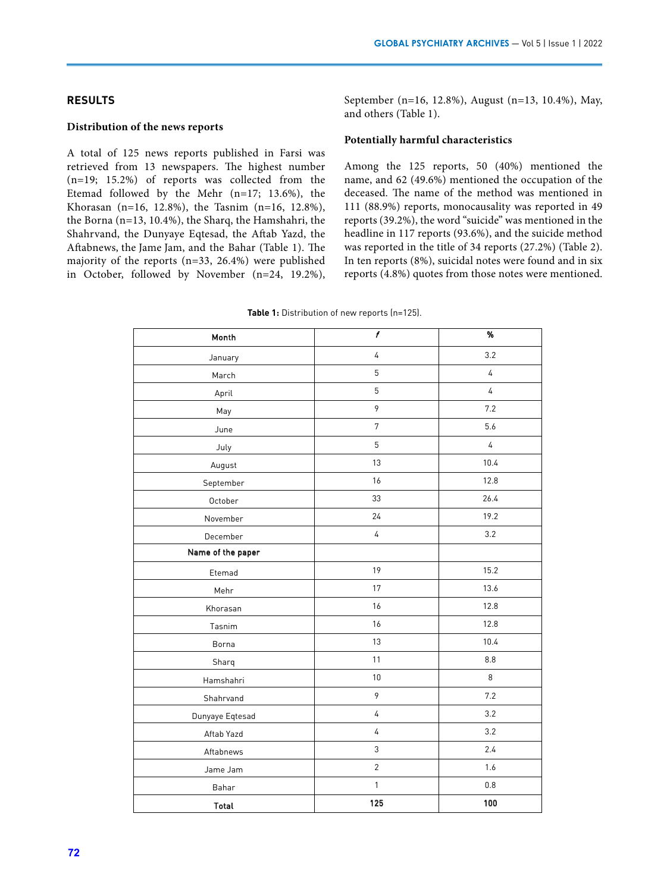## RESULTS

### Distribution of the news reports

A total of 125 news reports published in Farsi was retrieved from 13 newspapers. The highest number (n=19; 15.2%) of reports was collected from the Etemad followed by the Mehr (n=17; 13.6%), the Khorasan (n=16, 12.8%), the Tasnim (n=16, 12.8%), the Borna (n=13, 10.4%), the Sharq, the Hamshahri, the Shahrvand, the Dunyaye Eqtesad, the Aftab Yazd, the Aftabnews, the Jame Jam, and the Bahar (Table 1). The majority of the reports (n=33, 26.4%) were published in October, followed by November (n=24, 19.2%), September (n=16, 12.8%), August (n=13, 10.4%), May, and others (Table 1).

### Potentially harmful characteristics

Among the 125 reports, 50 (40%) mentioned the name, and 62 (49.6%) mentioned the occupation of the deceased. The name of the method was mentioned in 111 (88.9%) reports, monocausality was reported in 49 reports (39.2%), the word "suicide" was mentioned in the headline in 117 reports (93.6%), and the suicide method was reported in the title of 34 reports (27.2%) (Table 2). In ten reports (8%), suicidal notes were found and in six reports (4.8%) quotes from those notes were mentioned.

**Table 1:** Distribution of new reports (n=125).

| Month | *f* | % |
|---|---|---|
| January | 4 | 3.2 |
| March | 5 | 4 |
| April | 5 | 4 |
| May | 9 | 7.2 |
| June | 7 | 5.6 |
| July | 5 | 4 |
| August | 13 | 10.4 |
| September | 16 | 12.8 |
| October | 33 | 26.4 |
| November | 24 | 19.2 |
| December | 4 | 3.2 |
| **Name of the paper** | | |
| Etemad | 19 | 15.2 |
| Mehr | 17 | 13.6 |
| Khorasan | 16 | 12.8 |
| Tasnim | 16 | 12.8 |
| Borna | 13 | 10.4 |
| Sharq | 11 | 8.8 |
| Hamshahri | 10 | 8 |
| Shahrvand | 9 | 7.2 |
| Dunyaye Eqtesad | 4 | 3.2 |
| Aftab Yazd | 4 | 3.2 |
| Aftabnews | 3 | 2.4 |
| Jame Jam | 2 | 1.6 |
| Bahar | 1 | 0.8 |
| **Total** | **125** | **100** |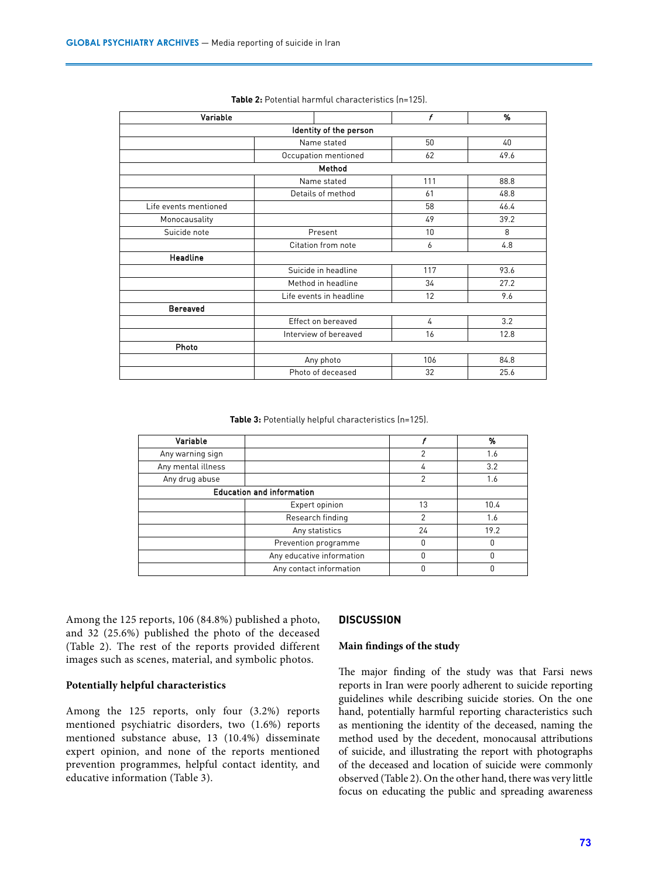**Table 2:** Potential harmful characteristics (n=125).

| Variable | | f | % |
|---|---|---|---|
| Identity of the person | | | |
| | Name stated | 50 | 40 |
| | Occupation mentioned | 62 | 49.6 |
| Method | | | |
| | Name stated | 111 | 88.8 |
| | Details of method | 61 | 48.8 |
| Life events mentioned | | 58 | 46.4 |
| Monocausality | | 49 | 39.2 |
| Suicide note | Present | 10 | 8 |
| | Citation from note | 6 | 4.8 |
| **Headline** | | | |
| | Suicide in headline | 117 | 93.6 |
| | Method in headline | 34 | 27.2 |
| | Life events in headline | 12 | 9.6 |
| **Bereaved** | | | |
| | Effect on bereaved | 4 | 3.2 |
| | Interview of bereaved | 16 | 12.8 |
| **Photo** | | | |
| | Any photo | 106 | 84.8 |
| | Photo of deceased | 32 | 25.6 |

**Table 3:** Potentially helpful characteristics (n=125).

| Variable | | f | % |
|---|---|---|---|
| Any warning sign | | 2 | 1.6 |
| Any mental illness | | 4 | 3.2 |
| Any drug abuse | | 2 | 1.6 |
| Education and information | | | |
| | Expert opinion | 13 | 10.4 |
| | Research finding | 2 | 1.6 |
| | Any statistics | 24 | 19.2 |
| | Prevention programme | 0 | 0 |
| | Any educative information | 0 | 0 |
| | Any contact information | 0 | 0 |

Among the 125 reports, 106 (84.8%) published a photo, and 32 (25.6%) published the photo of the deceased (Table 2). The rest of the reports provided different images such as scenes, material, and symbolic photos.

### Potentially helpful characteristics

Among the 125 reports, only four (3.2%) reports mentioned psychiatric disorders, two (1.6%) reports mentioned substance abuse, 13 (10.4%) disseminate expert opinion, and none of the reports mentioned prevention programmes, helpful contact identity, and educative information (Table 3).

## DISCUSSION

### Main findings of the study

The major finding of the study was that Farsi news reports in Iran were poorly adherent to suicide reporting guidelines while describing suicide stories. On the one hand, potentially harmful reporting characteristics such as mentioning the identity of the deceased, naming the method used by the decedent, monocausal attributions of suicide, and illustrating the report with photographs of the deceased and location of suicide were commonly observed (Table 2). On the other hand, there was very little focus on educating the public and spreading awareness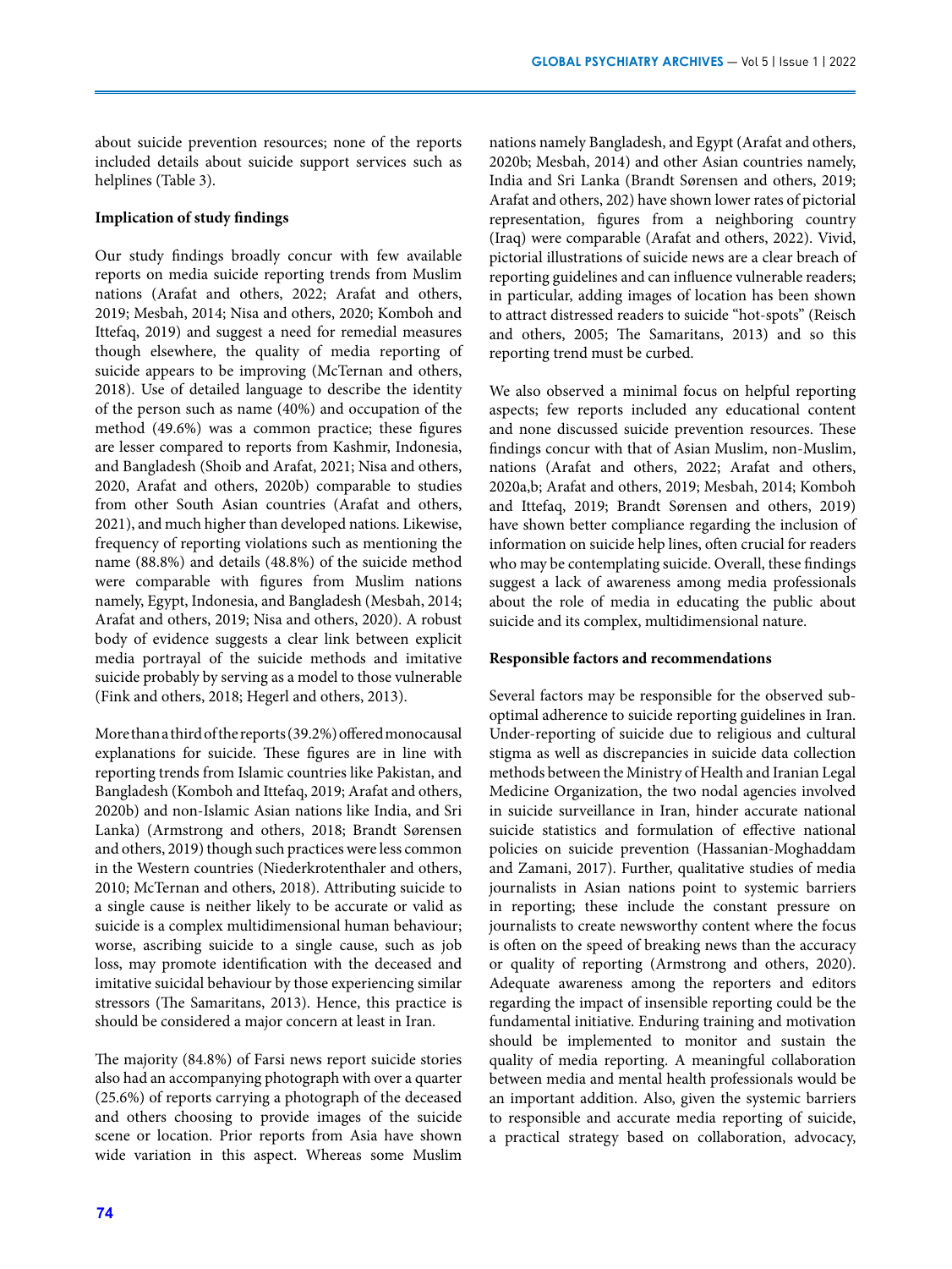about suicide prevention resources; none of the reports included details about suicide support services such as helplines (Table 3).

**Implication of study findings**

Our study findings broadly concur with few available reports on media suicide reporting trends from Muslim nations (Arafat and others, 2022; Arafat and others, 2019; Mesbah, 2014; Nisa and others, 2020; Komboh and Ittefaq, 2019) and suggest a need for remedial measures though elsewhere, the quality of media reporting of suicide appears to be improving (McTernan and others, 2018). Use of detailed language to describe the identity of the person such as name (40%) and occupation of the method (49.6%) was a common practice; these figures are lesser compared to reports from Kashmir, Indonesia, and Bangladesh (Shoib and Arafat, 2021; Nisa and others, 2020, Arafat and others, 2020b) comparable to studies from other South Asian countries (Arafat and others, 2021), and much higher than developed nations. Likewise, frequency of reporting violations such as mentioning the name (88.8%) and details (48.8%) of the suicide method were comparable with figures from Muslim nations namely, Egypt, Indonesia, and Bangladesh (Mesbah, 2014; Arafat and others, 2019; Nisa and others, 2020). A robust body of evidence suggests a clear link between explicit media portrayal of the suicide methods and imitative suicide probably by serving as a model to those vulnerable (Fink and others, 2018; Hegerl and others, 2013).

More than a third of the reports (39.2%) offered monocausal explanations for suicide. These figures are in line with reporting trends from Islamic countries like Pakistan, and Bangladesh (Komboh and Ittefaq, 2019; Arafat and others, 2020b) and non-Islamic Asian nations like India, and Sri Lanka) (Armstrong and others, 2018; Brandt Sørensen and others, 2019) though such practices were less common in the Western countries (Niederkrotenthaler and others, 2010; McTernan and others, 2018). Attributing suicide to a single cause is neither likely to be accurate or valid as suicide is a complex multidimensional human behaviour; worse, ascribing suicide to a single cause, such as job loss, may promote identification with the deceased and imitative suicidal behaviour by those experiencing similar stressors (The Samaritans, 2013). Hence, this practice is should be considered a major concern at least in Iran.

The majority (84.8%) of Farsi news report suicide stories also had an accompanying photograph with over a quarter (25.6%) of reports carrying a photograph of the deceased and others choosing to provide images of the suicide scene or location. Prior reports from Asia have shown wide variation in this aspect. Whereas some Muslim nations namely Bangladesh, and Egypt (Arafat and others, 2020b; Mesbah, 2014) and other Asian countries namely, India and Sri Lanka (Brandt Sørensen and others, 2019; Arafat and others, 202) have shown lower rates of pictorial representation, figures from a neighboring country (Iraq) were comparable (Arafat and others, 2022). Vivid, pictorial illustrations of suicide news are a clear breach of reporting guidelines and can influence vulnerable readers; in particular, adding images of location has been shown to attract distressed readers to suicide "hot-spots" (Reisch and others, 2005; The Samaritans, 2013) and so this reporting trend must be curbed.

We also observed a minimal focus on helpful reporting aspects; few reports included any educational content and none discussed suicide prevention resources. These findings concur with that of Asian Muslim, non-Muslim, nations (Arafat and others, 2022; Arafat and others, 2020a,b; Arafat and others, 2019; Mesbah, 2014; Komboh and Ittefaq, 2019; Brandt Sørensen and others, 2019) have shown better compliance regarding the inclusion of information on suicide help lines, often crucial for readers who may be contemplating suicide. Overall, these findings suggest a lack of awareness among media professionals about the role of media in educating the public about suicide and its complex, multidimensional nature.

**Responsible factors and recommendations**

Several factors may be responsible for the observed sub-optimal adherence to suicide reporting guidelines in Iran. Under-reporting of suicide due to religious and cultural stigma as well as discrepancies in suicide data collection methods between the Ministry of Health and Iranian Legal Medicine Organization, the two nodal agencies involved in suicide surveillance in Iran, hinder accurate national suicide statistics and formulation of effective national policies on suicide prevention (Hassanian-Moghaddam and Zamani, 2017). Further, qualitative studies of media journalists in Asian nations point to systemic barriers in reporting; these include the constant pressure on journalists to create newsworthy content where the focus is often on the speed of breaking news than the accuracy or quality of reporting (Armstrong and others, 2020). Adequate awareness among the reporters and editors regarding the impact of insensible reporting could be the fundamental initiative. Enduring training and motivation should be implemented to monitor and sustain the quality of media reporting. A meaningful collaboration between media and mental health professionals would be an important addition. Also, given the systemic barriers to responsible and accurate media reporting of suicide, a practical strategy based on collaboration, advocacy,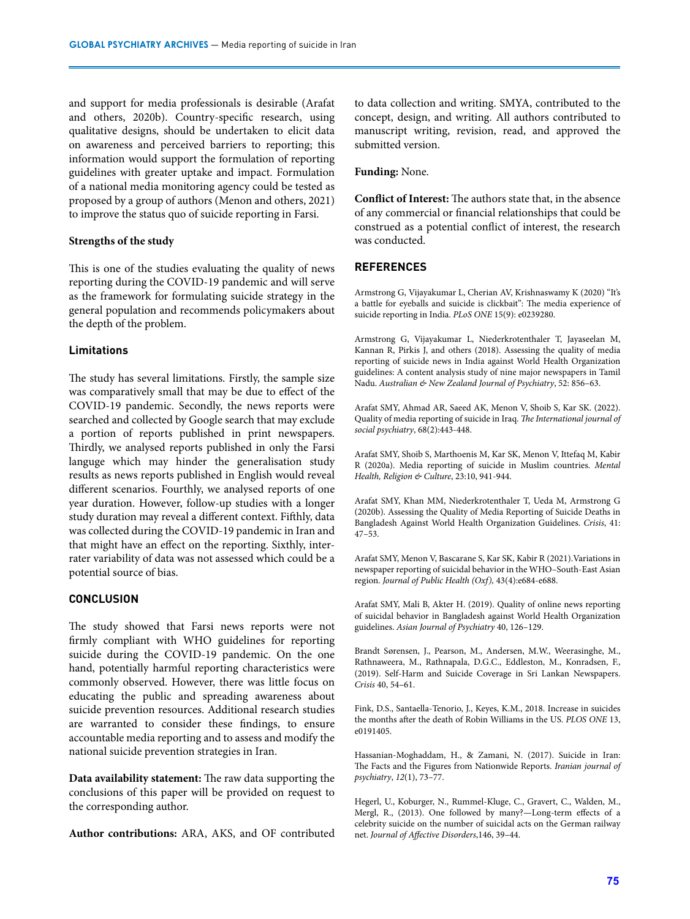and support for media professionals is desirable (Arafat and others, 2020b). Country-specific research, using qualitative designs, should be undertaken to elicit data on awareness and perceived barriers to reporting; this information would support the formulation of reporting guidelines with greater uptake and impact. Formulation of a national media monitoring agency could be tested as proposed by a group of authors (Menon and others, 2021) to improve the status quo of suicide reporting in Farsi.

**Strengths of the study**

This is one of the studies evaluating the quality of news reporting during the COVID-19 pandemic and will serve as the framework for formulating suicide strategy in the general population and recommends policymakers about the depth of the problem.

### Limitations

The study has several limitations. Firstly, the sample size was comparatively small that may be due to effect of the COVID-19 pandemic. Secondly, the news reports were searched and collected by Google search that may exclude a portion of reports published in print newspapers. Thirdly, we analysed reports published in only the Farsi languge which may hinder the generalisation study results as news reports published in English would reveal different scenarios. Fourthly, we analysed reports of one year duration. However, follow-up studies with a longer study duration may reveal a different context. Fifthly, data was collected during the COVID-19 pandemic in Iran and that might have an effect on the reporting. Sixthly, inter-rater variability of data was not assessed which could be a potential source of bias.

## CONCLUSION

The study showed that Farsi news reports were not firmly compliant with WHO guidelines for reporting suicide during the COVID-19 pandemic. On the one hand, potentially harmful reporting characteristics were commonly observed. However, there was little focus on educating the public and spreading awareness about suicide prevention resources. Additional research studies are warranted to consider these findings, to ensure accountable media reporting and to assess and modify the national suicide prevention strategies in Iran.

**Data availability statement:** The raw data supporting the conclusions of this paper will be provided on request to the corresponding author.

**Author contributions:** ARA, AKS, and OF contributed to data collection and writing. SMYA, contributed to the concept, design, and writing. All authors contributed to manuscript writing, revision, read, and approved the submitted version.

**Funding:** None.

**Conflict of Interest:** The authors state that, in the absence of any commercial or financial relationships that could be construed as a potential conflict of interest, the research was conducted.

## REFERENCES

Armstrong G, Vijayakumar L, Cherian AV, Krishnaswamy K (2020) "It's a battle for eyeballs and suicide is clickbait": The media experience of suicide reporting in India. *PLoS ONE* 15(9): e0239280.

Armstrong G, Vijayakumar L, Niederkrotenthaler T, Jayaseelan M, Kannan R, Pirkis J, and others (2018). Assessing the quality of media reporting of suicide news in India against World Health Organization guidelines: A content analysis study of nine major newspapers in Tamil Nadu. *Australian & New Zealand Journal of Psychiatry*, 52: 856–63.

Arafat SMY, Ahmad AR, Saeed AK, Menon V, Shoib S, Kar SK. (2022). Quality of media reporting of suicide in Iraq. *The International journal of social psychiatry*, 68(2):443-448.

Arafat SMY, Shoib S, Marthoenis M, Kar SK, Menon V, Ittefaq M, Kabir R (2020a). Media reporting of suicide in Muslim countries. *Mental Health, Religion & Culture*, 23:10, 941-944.

Arafat SMY, Khan MM, Niederkrotenthaler T, Ueda M, Armstrong G (2020b). Assessing the Quality of Media Reporting of Suicide Deaths in Bangladesh Against World Health Organization Guidelines. *Crisis*, 41: 47–53.

Arafat SMY, Menon V, Bascarane S, Kar SK, Kabir R (2021).Variations in newspaper reporting of suicidal behavior in the WHO–South-East Asian region. *Journal of Public Health (Oxf),* 43(4):e684-e688.

Arafat SMY, Mali B, Akter H. (2019). Quality of online news reporting of suicidal behavior in Bangladesh against World Health Organization guidelines. *Asian Journal of Psychiatry* 40, 126–129.

Brandt Sørensen, J., Pearson, M., Andersen, M.W., Weerasinghe, M., Rathnaweera, M., Rathnapala, D.G.C., Eddleston, M., Konradsen, F., (2019). Self-Harm and Suicide Coverage in Sri Lankan Newspapers. *Crisis* 40, 54–61.

Fink, D.S., Santaella-Tenorio, J., Keyes, K.M., 2018. Increase in suicides the months after the death of Robin Williams in the US. *PLOS ONE* 13, e0191405.

Hassanian-Moghaddam, H., & Zamani, N. (2017). Suicide in Iran: The Facts and the Figures from Nationwide Reports. *Iranian journal of psychiatry*, *12*(1), 73–77.

Hegerl, U., Koburger, N., Rummel-Kluge, C., Gravert, C., Walden, M., Mergl, R., (2013). One followed by many?—Long-term effects of a celebrity suicide on the number of suicidal acts on the German railway net. *Journal of Affective Disorders*,146, 39–44.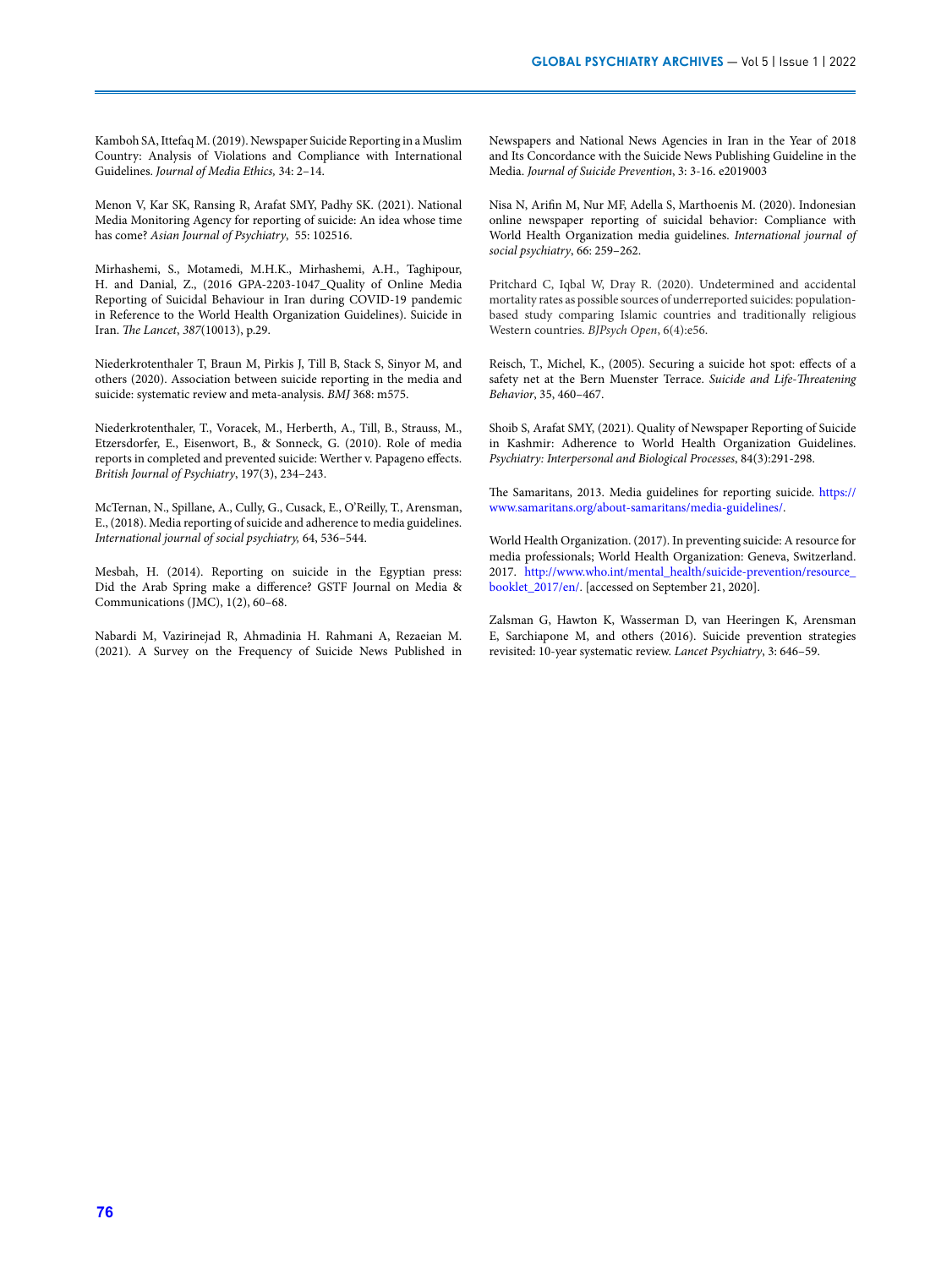Kamboh SA, Ittefaq M. (2019). Newspaper Suicide Reporting in a Muslim Country: Analysis of Violations and Compliance with International Guidelines. *Journal of Media Ethics*, 34: 2–14.

Menon V, Kar SK, Ransing R, Arafat SMY, Padhy SK. (2021). National Media Monitoring Agency for reporting of suicide: An idea whose time has come? *Asian Journal of Psychiatry*, 55: 102516.

Mirhashemi, S., Motamedi, M.H.K., Mirhashemi, A.H., Taghipour, H. and Danial, Z., (2016 GPA-2203-1047_Quality of Online Media Reporting of Suicidal Behaviour in Iran during COVID-19 pandemic in Reference to the World Health Organization Guidelines). Suicide in Iran. *The Lancet*, *387*(10013), p.29.

Niederkrotenthaler T, Braun M, Pirkis J, Till B, Stack S, Sinyor M, and others (2020). Association between suicide reporting in the media and suicide: systematic review and meta-analysis. *BMJ* 368: m575.

Niederkrotenthaler, T., Voracek, M., Herberth, A., Till, B., Strauss, M., Etzersdorfer, E., Eisenwort, B., & Sonneck, G. (2010). Role of media reports in completed and prevented suicide: Werther v. Papageno effects. *British Journal of Psychiatry*, 197(3), 234–243.

McTernan, N., Spillane, A., Cully, G., Cusack, E., O'Reilly, T., Arensman, E., (2018). Media reporting of suicide and adherence to media guidelines. *International journal of social psychiatry,* 64, 536–544.

Mesbah, H. (2014). Reporting on suicide in the Egyptian press: Did the Arab Spring make a difference? GSTF Journal on Media & Communications (JMC), 1(2), 60–68.

Nabardi M, Vazirinejad R, Ahmadinia H. Rahmani A, Rezaeian M. (2021). A Survey on the Frequency of Suicide News Published in Newspapers and National News Agencies in Iran in the Year of 2018 and Its Concordance with the Suicide News Publishing Guideline in the Media. *Journal of Suicide Prevention*, 3: 3-16. e2019003

Nisa N, Arifin M, Nur MF, Adella S, Marthoenis M. (2020). Indonesian online newspaper reporting of suicidal behavior: Compliance with World Health Organization media guidelines. *International journal of social psychiatry*, 66: 259–262.

Pritchard C, Iqbal W, Dray R. (2020). Undetermined and accidental mortality rates as possible sources of underreported suicides: population-based study comparing Islamic countries and traditionally religious Western countries. *BJPsych Open*, 6(4):e56.

Reisch, T., Michel, K., (2005). Securing a suicide hot spot: effects of a safety net at the Bern Muenster Terrace. *Suicide and Life-Threatening Behavior*, 35, 460–467.

Shoib S, Arafat SMY, (2021). Quality of Newspaper Reporting of Suicide in Kashmir: Adherence to World Health Organization Guidelines. *Psychiatry: Interpersonal and Biological Processes*, 84(3):291-298.

The Samaritans, 2013. Media guidelines for reporting suicide. https://www.samaritans.org/about-samaritans/media-guidelines/.

World Health Organization. (2017). In preventing suicide: A resource for media professionals; World Health Organization: Geneva, Switzerland. 2017. http://www.who.int/mental_health/suicide-prevention/resource_booklet_2017/en/. [accessed on September 21, 2020].

Zalsman G, Hawton K, Wasserman D, van Heeringen K, Arensman E, Sarchiapone M, and others (2016). Suicide prevention strategies revisited: 10-year systematic review. *Lancet Psychiatry*, 3: 646–59.